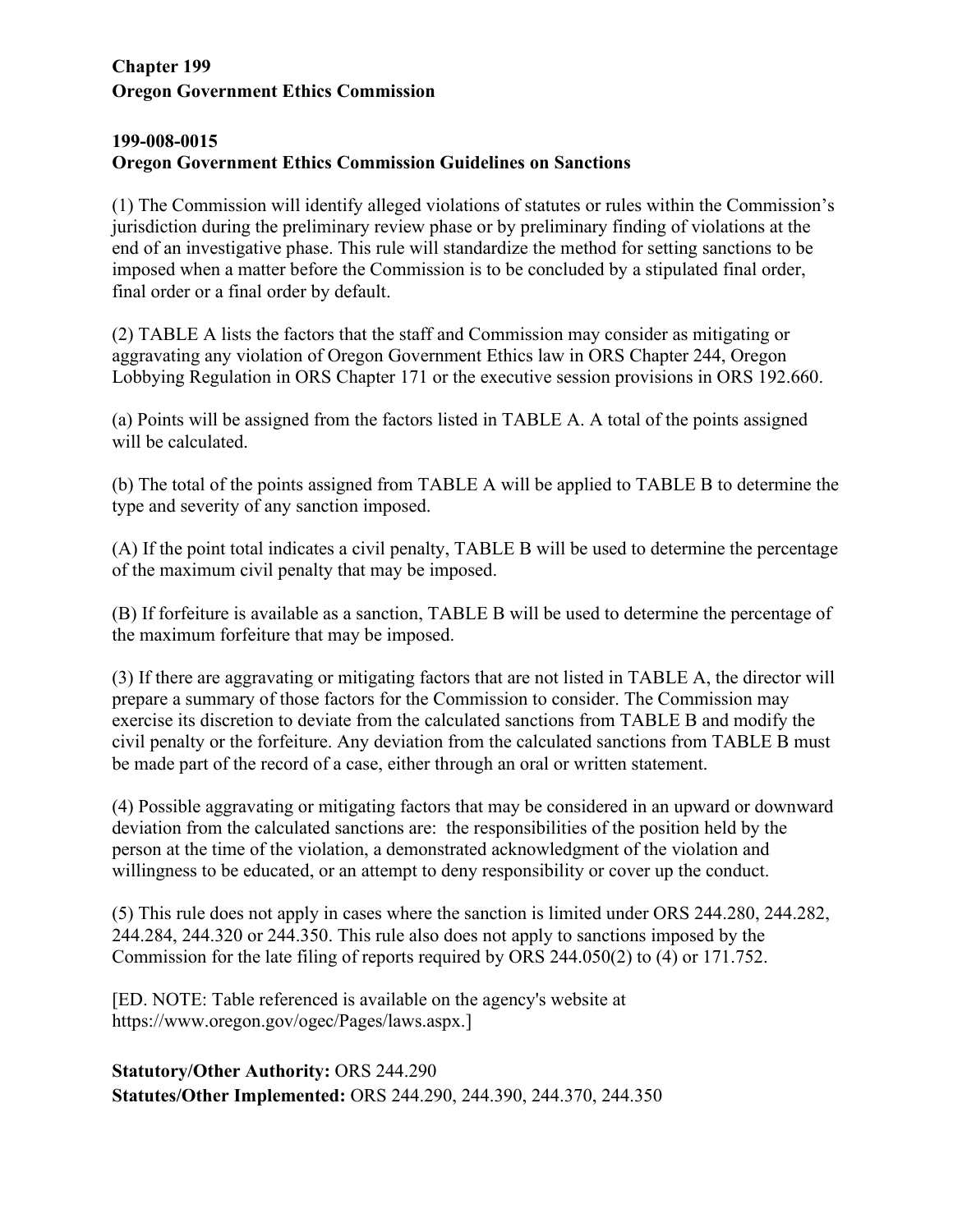**Chapter 199**
**Oregon Government Ethics Commission**

**199-008-0015**
**Oregon Government Ethics Commission Guidelines on Sanctions**

(1) The Commission will identify alleged violations of statutes or rules within the Commission's jurisdiction during the preliminary review phase or by preliminary finding of violations at the end of an investigative phase. This rule will standardize the method for setting sanctions to be imposed when a matter before the Commission is to be concluded by a stipulated final order, final order or a final order by default.

(2) TABLE A lists the factors that the staff and Commission may consider as mitigating or aggravating any violation of Oregon Government Ethics law in ORS Chapter 244, Oregon Lobbying Regulation in ORS Chapter 171 or the executive session provisions in ORS 192.660.

(a) Points will be assigned from the factors listed in TABLE A. A total of the points assigned will be calculated.

(b) The total of the points assigned from TABLE A will be applied to TABLE B to determine the type and severity of any sanction imposed.

(A) If the point total indicates a civil penalty, TABLE B will be used to determine the percentage of the maximum civil penalty that may be imposed.

(B) If forfeiture is available as a sanction, TABLE B will be used to determine the percentage of the maximum forfeiture that may be imposed.

(3) If there are aggravating or mitigating factors that are not listed in TABLE A, the director will prepare a summary of those factors for the Commission to consider. The Commission may exercise its discretion to deviate from the calculated sanctions from TABLE B and modify the civil penalty or the forfeiture. Any deviation from the calculated sanctions from TABLE B must be made part of the record of a case, either through an oral or written statement.

(4) Possible aggravating or mitigating factors that may be considered in an upward or downward deviation from the calculated sanctions are: the responsibilities of the position held by the person at the time of the violation, a demonstrated acknowledgment of the violation and willingness to be educated, or an attempt to deny responsibility or cover up the conduct.

(5) This rule does not apply in cases where the sanction is limited under ORS 244.280, 244.282, 244.284, 244.320 or 244.350. This rule also does not apply to sanctions imposed by the Commission for the late filing of reports required by ORS 244.050(2) to (4) or 171.752.

[ED. NOTE: Table referenced is available on the agency's website at https://www.oregon.gov/ogec/Pages/laws.aspx.]

**Statutory/Other Authority:** ORS 244.290
**Statutes/Other Implemented:** ORS 244.290, 244.390, 244.370, 244.350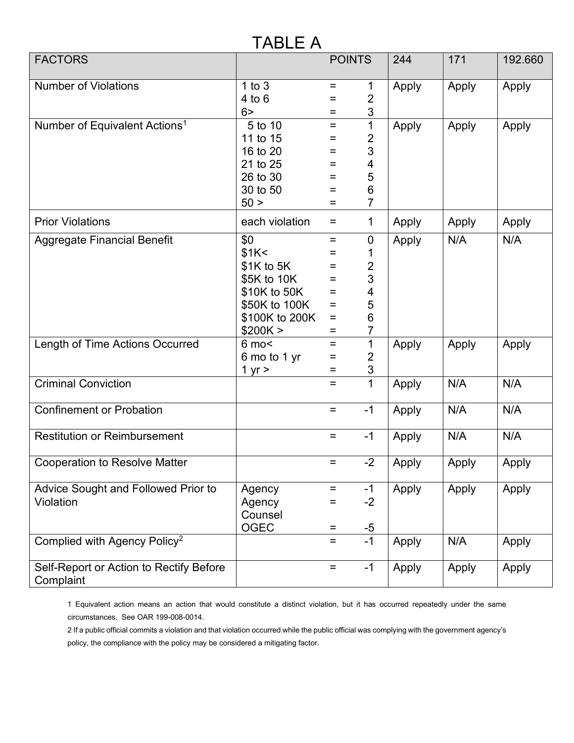# TABLE A

| FACTORS | POINTS | 244 | 171 | 192.660 |
|---|---|---|---|---|
| Number of Violations | 1 to 3 = 1<br>4 to 6 = 2<br>6> = 3 | Apply | Apply | Apply |
| Number of Equivalent Actions[1] | 5 to 10 = 1<br>11 to 15 = 2<br>16 to 20 = 3<br>21 to 25 = 4<br>26 to 30 = 5<br>30 to 50 = 6<br>50 > = 7 | Apply | Apply | Apply |
| Prior Violations | each violation = 1 | Apply | Apply | Apply |
| Aggregate Financial Benefit | $0 = 0<br>$1K< = 1<br>$1K to 5K = 2<br>$5K to 10K = 3<br>$10K to 50K = 4<br>$50K to 100K = 5<br>$100K to 200K = 6<br>$200K > = 7 | Apply | N/A | N/A |
| Length of Time Actions Occurred | 6 mo< = 1<br>6 mo to 1 yr = 2<br>1 yr > = 3 | Apply | Apply | Apply |
| Criminal Conviction | = 1 | Apply | N/A | N/A |
| Confinement or Probation | = -1 | Apply | N/A | N/A |
| Restitution or Reimbursement | = -1 | Apply | N/A | N/A |
| Cooperation to Resolve Matter | = -2 | Apply | Apply | Apply |
| Advice Sought and Followed Prior to Violation | Agency = -1<br>Agency Counsel = -2<br>OGEC = -5 | Apply | Apply | Apply |
| Complied with Agency Policy[2] | = -1 | Apply | N/A | Apply |
| Self-Report or Action to Rectify Before Complaint | = -1 | Apply | Apply | Apply |

1 Equivalent action means an action that would constitute a distinct violation, but it has occurred repeatedly under the same circumstances. See OAR 199-008-0014.

2 If a public official commits a violation and that violation occurred while the public official was complying with the government agency's policy, the compliance with the policy may be considered a mitigating factor.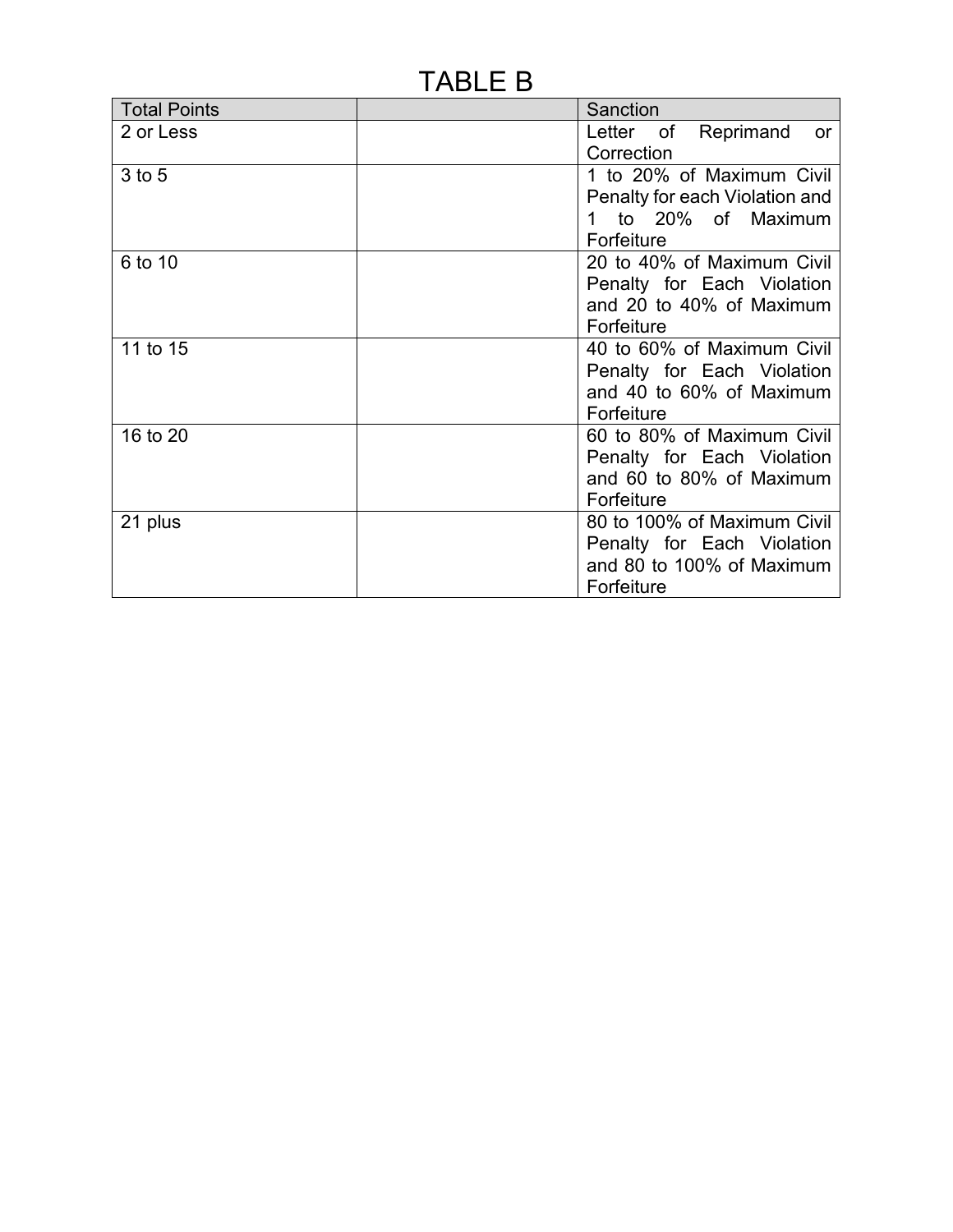# TABLE B

| Total Points | | Sanction |
|---|---|---|
| 2 or Less | | Letter of Reprimand or Correction |
| 3 to 5 | | 1 to 20% of Maximum Civil Penalty for each Violation and 1 to 20% of Maximum Forfeiture |
| 6 to 10 | | 20 to 40% of Maximum Civil Penalty for Each Violation and 20 to 40% of Maximum Forfeiture |
| 11 to 15 | | 40 to 60% of Maximum Civil Penalty for Each Violation and 40 to 60% of Maximum Forfeiture |
| 16 to 20 | | 60 to 80% of Maximum Civil Penalty for Each Violation and 60 to 80% of Maximum Forfeiture |
| 21 plus | | 80 to 100% of Maximum Civil Penalty for Each Violation and 80 to 100% of Maximum Forfeiture |